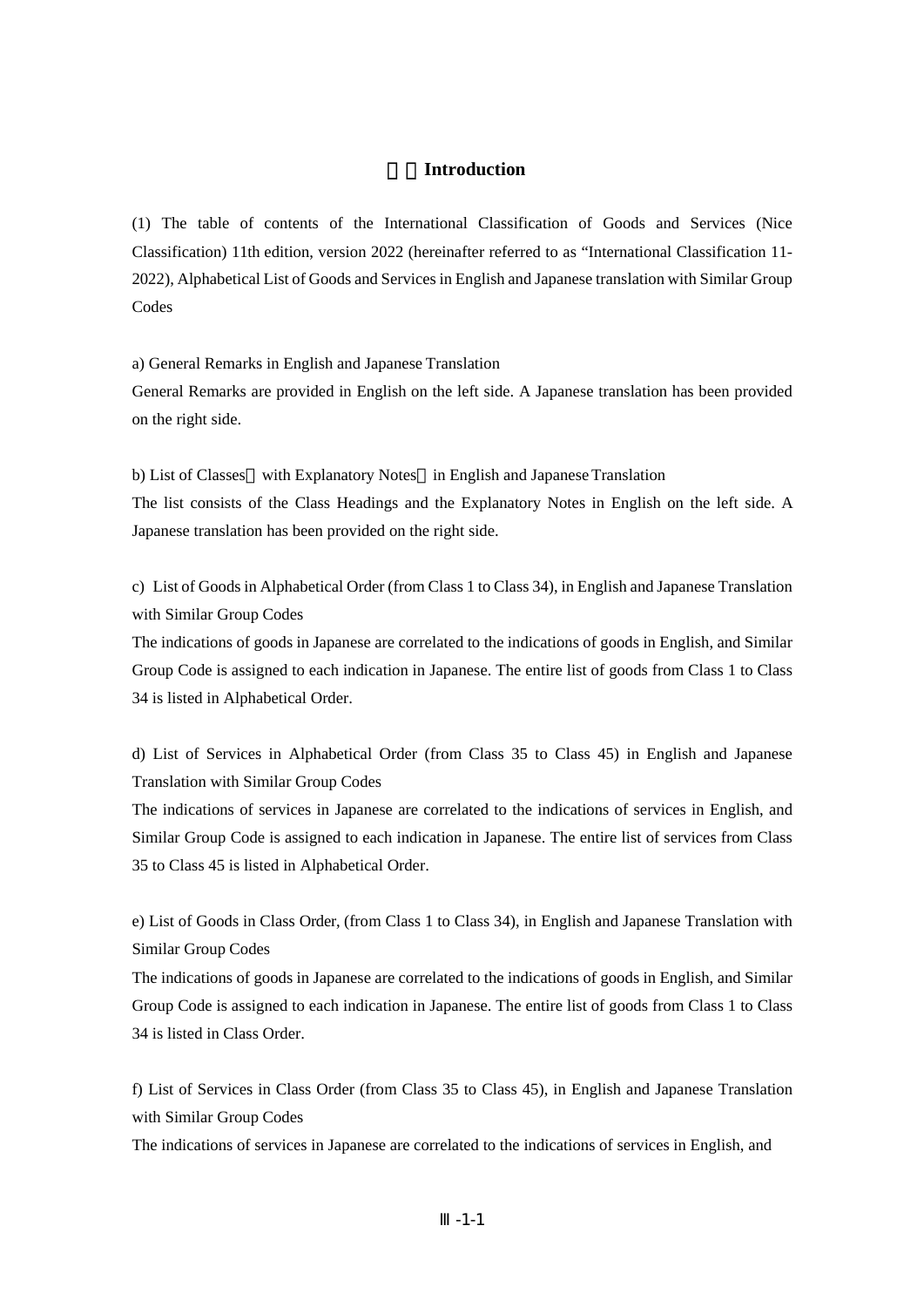# Introduction

(1) The table of contents of the International Classification of Goods and Services (Nice Classification) 11th edition, version 2022 (hereinafter referred to as "International Classification 11-2022), Alphabetical List of Goods and Services in English and Japanese translation with Similar Group Codes

a) General Remarks in English and Japanese Translation
General Remarks are provided in English on the left side. A Japanese translation has been provided on the right side.

b) List of Classes（with Explanatory Notes）in English and Japanese Translation
The list consists of the Class Headings and the Explanatory Notes in English on the left side. A Japanese translation has been provided on the right side.

c) List of Goods in Alphabetical Order (from Class 1 to Class 34), in English and Japanese Translation with Similar Group Codes
The indications of goods in Japanese are correlated to the indications of goods in English, and Similar Group Code is assigned to each indication in Japanese. The entire list of goods from Class 1 to Class 34 is listed in Alphabetical Order.

d) List of Services in Alphabetical Order (from Class 35 to Class 45) in English and Japanese Translation with Similar Group Codes
The indications of services in Japanese are correlated to the indications of services in English, and Similar Group Code is assigned to each indication in Japanese. The entire list of services from Class 35 to Class 45 is listed in Alphabetical Order.

e) List of Goods in Class Order, (from Class 1 to Class 34), in English and Japanese Translation with Similar Group Codes
The indications of goods in Japanese are correlated to the indications of goods in English, and Similar Group Code is assigned to each indication in Japanese. The entire list of goods from Class 1 to Class 34 is listed in Class Order.

f) List of Services in Class Order (from Class 35 to Class 45), in English and Japanese Translation with Similar Group Codes
The indications of services in Japanese are correlated to the indications of services in English, and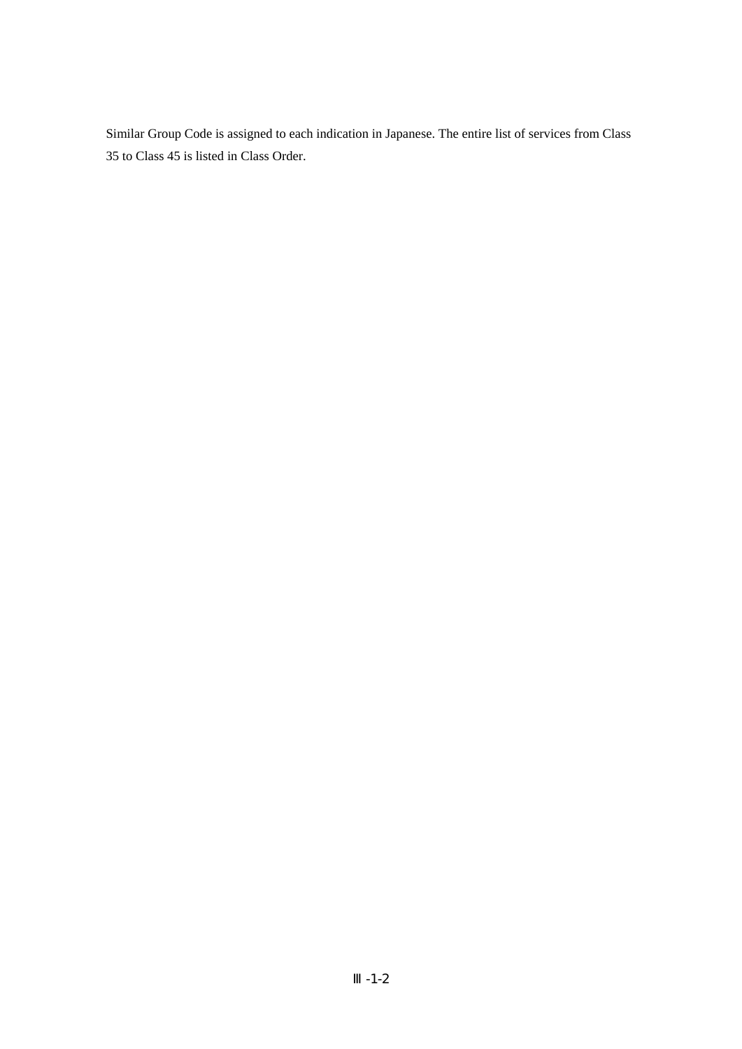Similar Group Code is assigned to each indication in Japanese. The entire list of services from Class 35 to Class 45 is listed in Class Order.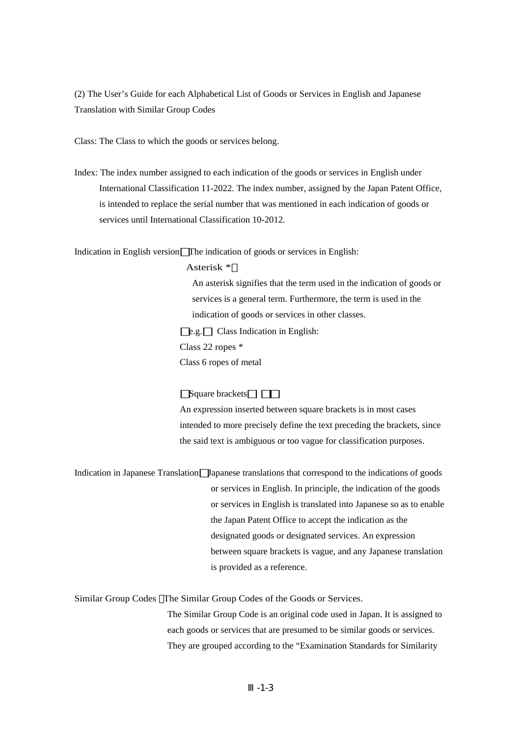(2) The User's Guide for each Alphabetical List of Goods or Services in English and Japanese Translation with Similar Group Codes

Class: The Class to which the goods or services belong.

Index: The index number assigned to each indication of the goods or services in English under International Classification 11-2022. The index number, assigned by the Japan Patent Office, is intended to replace the serial number that was mentioned in each indication of goods or services until International Classification 10-2012.

Indication in English version The indication of goods or services in English:

Asterisk *

An asterisk signifies that the term used in the indication of goods or services is a general term. Furthermore, the term is used in the indication of goods or services in other classes.

e.g. Class Indication in English:

Class 22 ropes *

Class 6 ropes of metal

Square brackets

An expression inserted between square brackets is in most cases intended to more precisely define the text preceding the brackets, since the said text is ambiguous or too vague for classification purposes.

Indication in Japanese Translation Japanese translations that correspond to the indications of goods or services in English. In principle, the indication of the goods or services in English is translated into Japanese so as to enable the Japan Patent Office to accept the indication as the designated goods or designated services. An expression between square brackets is vague, and any Japanese translation is provided as a reference.

Similar Group Codes The Similar Group Codes of the Goods or Services.

The Similar Group Code is an original code used in Japan. It is assigned to each goods or services that are presumed to be similar goods or services. They are grouped according to the "Examination Standards for Similarity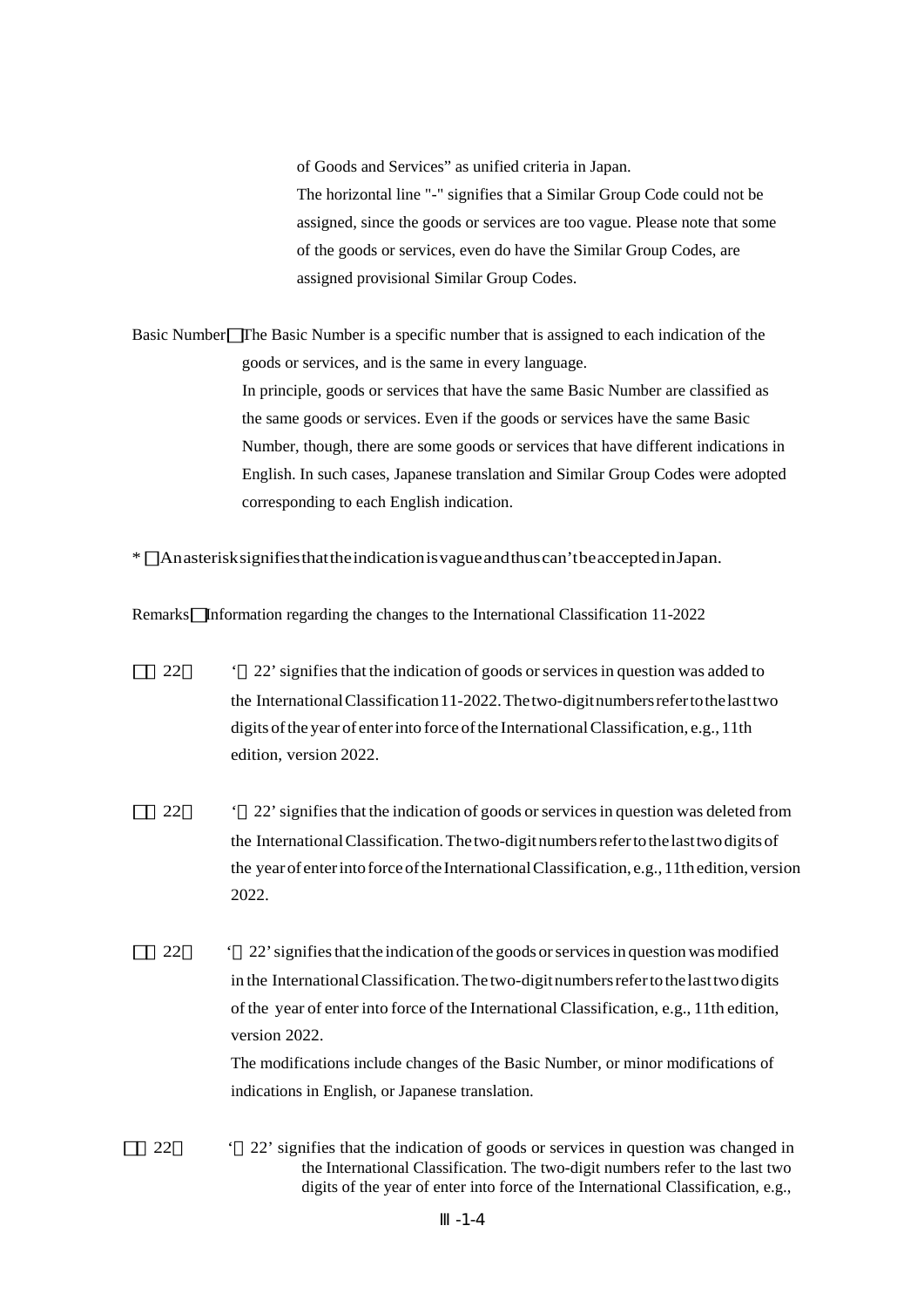of Goods and Services" as unified criteria in Japan.

The horizontal line "-" signifies that a Similar Group Code could not be assigned, since the goods or services are too vague. Please note that some of the goods or services, even do have the Similar Group Codes, are assigned provisional Similar Group Codes.

Basic Number：The Basic Number is a specific number that is assigned to each indication of the goods or services, and is the same in every language.

In principle, goods or services that have the same Basic Number are classified as the same goods or services. Even if the goods or services have the same Basic Number, though, there are some goods or services that have different indications in English. In such cases, Japanese translation and Similar Group Codes were adopted corresponding to each English indication.

* ：An asterisk signifies that the indication is vague and thus can't be accepted in Japan.

Remarks：Information regarding the changes to the International Classification 11-2022

【 22】 '【 22' signifies that the indication of goods or services in question was added to the International Classification 11-2022. The two-digit numbers refer to the last two digits of the year of enter into force of the International Classification, e.g., 11th edition, version 2022.

【 22】 '【 22' signifies that the indication of goods or services in question was deleted from the International Classification. The two-digit numbers refer to the last two digits of the year of enter into force of the International Classification, e.g., 11th edition, version 2022.

【 22】 '【 22' signifies that the indication of the goods or services in question was modified in the International Classification. The two-digit numbers refer to the last two digits of the year of enter into force of the International Classification, e.g., 11th edition, version 2022.

The modifications include changes of the Basic Number, or minor modifications of indications in English, or Japanese translation.

【 22】 '【 22' signifies that the indication of goods or services in question was changed in the International Classification. The two-digit numbers refer to the last two digits of the year of enter into force of the International Classification, e.g.,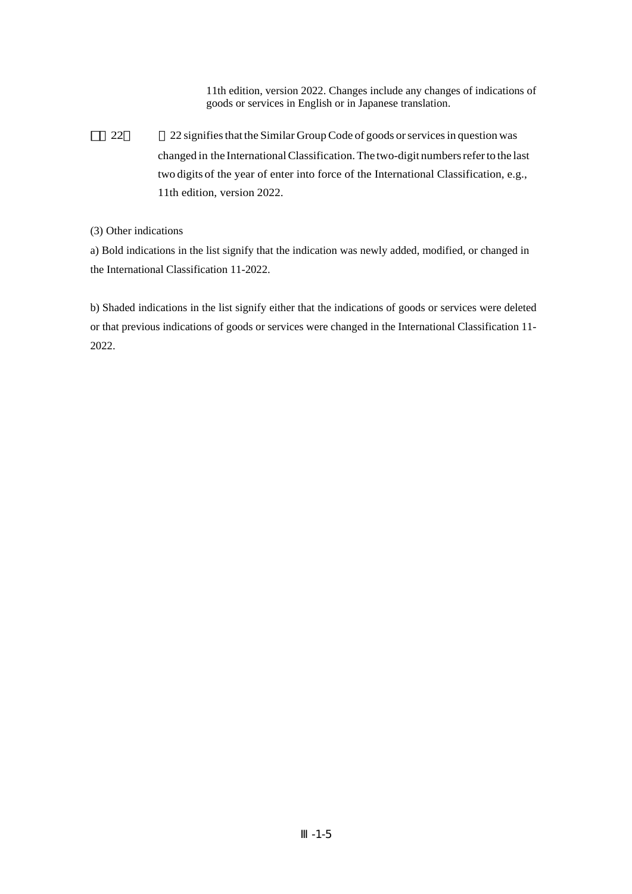11th edition, version 2022. Changes include any changes of indications of goods or services in English or in Japanese translation.

□□ 22□ □22 signifies that the Similar Group Code of goods or services in question was changed in the International Classification. The two-digit numbers refer to the last two digits of the year of enter into force of the International Classification, e.g., 11th edition, version 2022.

(3) Other indications

a) Bold indications in the list signify that the indication was newly added, modified, or changed in the International Classification 11-2022.

b) Shaded indications in the list signify either that the indications of goods or services were deleted or that previous indications of goods or services were changed in the International Classification 11-2022.